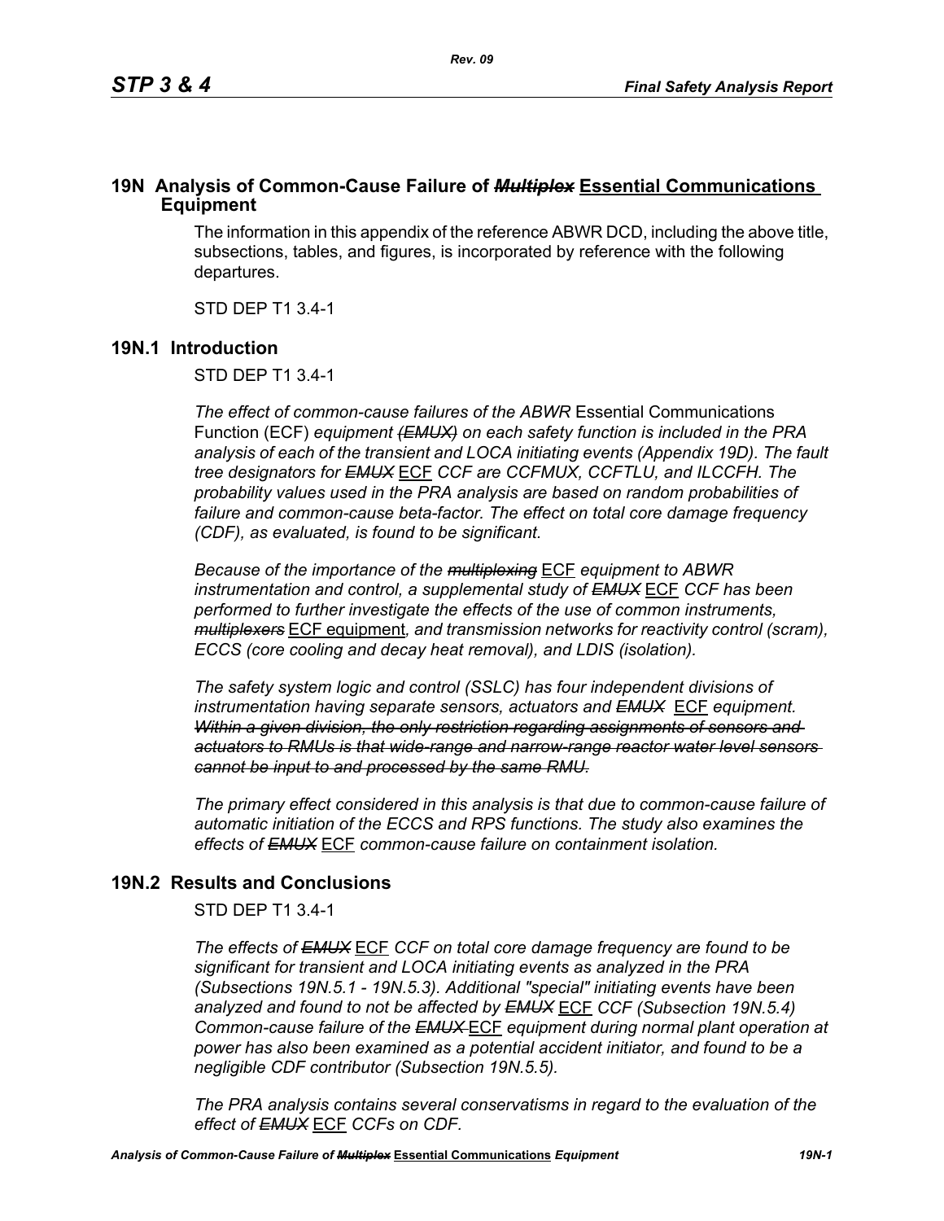## 19N Analysis of Common-Cause Failure of ~~*Multiplex*~~ Essential Communications Equipment

The information in this appendix of the reference ABWR DCD, including the above title, subsections, tables, and figures, is incorporated by reference with the following departures.

STD DEP T1 3.4-1

## 19N.1 Introduction

STD DEP T1 3.4-1

*The effect of common-cause failures of the ABWR* Essential Communications Function (ECF) *equipment ~~(EMUX)~~ on each safety function is included in the PRA analysis of each of the transient and LOCA initiating events (Appendix 19D). The fault tree designators for ~~EMUX~~* ECF *CCF are CCFMUX, CCFTLU, and ILCCFH. The probability values used in the PRA analysis are based on random probabilities of failure and common-cause beta-factor. The effect on total core damage frequency (CDF), as evaluated, is found to be significant.*

*Because of the importance of the ~~multiplexing~~* ECF *equipment to ABWR instrumentation and control, a supplemental study of ~~EMUX~~* ECF *CCF has been performed to further investigate the effects of the use of common instruments, ~~multiplexers~~* ECF equipment*, and transmission networks for reactivity control (scram), ECCS (core cooling and decay heat removal), and LDIS (isolation).*

*The safety system logic and control (SSLC) has four independent divisions of instrumentation having separate sensors, actuators and ~~EMUX~~* ECF *equipment. ~~Within a given division, the only restriction regarding assignments of sensors and actuators to RMUs is that wide-range and narrow-range reactor water level sensors cannot be input to and processed by the same RMU.~~*

*The primary effect considered in this analysis is that due to common-cause failure of automatic initiation of the ECCS and RPS functions. The study also examines the effects of ~~EMUX~~* ECF *common-cause failure on containment isolation.*

## 19N.2 Results and Conclusions

STD DEP T1 3.4-1

*The effects of ~~EMUX~~* ECF *CCF on total core damage frequency are found to be significant for transient and LOCA initiating events as analyzed in the PRA (Subsections 19N.5.1 - 19N.5.3). Additional "special" initiating events have been analyzed and found to not be affected by ~~EMUX~~* ECF *CCF (Subsection 19N.5.4) Common-cause failure of the ~~EMUX~~* ECF *equipment during normal plant operation at power has also been examined as a potential accident initiator, and found to be a negligible CDF contributor (Subsection 19N.5.5).*

*The PRA analysis contains several conservatisms in regard to the evaluation of the effect of ~~EMUX~~* ECF *CCFs on CDF.*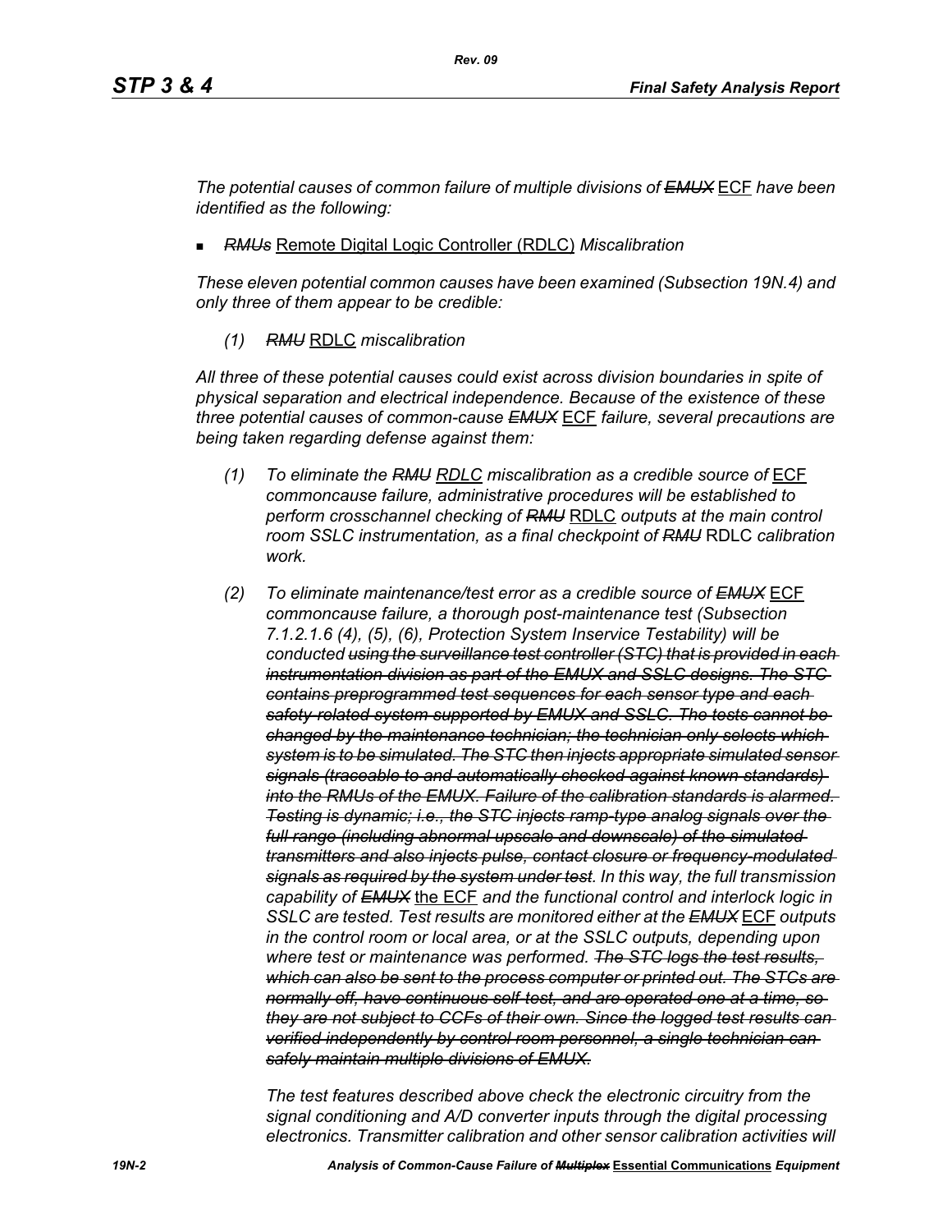*The potential causes of common failure of multiple divisions of ~~EMUX~~* ECF *have been identified as the following:*

- *~~RMUs~~* Remote Digital Logic Controller (RDLC) *Miscalibration*

*These eleven potential common causes have been examined (Subsection 19N.4) and only three of them appear to be credible:*

*(1) ~~RMU~~* RDLC *miscalibration*

*All three of these potential causes could exist across division boundaries in spite of physical separation and electrical independence. Because of the existence of these three potential causes of common-cause ~~EMUX~~* ECF *failure, several precautions are being taken regarding defense against them:*

*(1) To eliminate the ~~RMU~~ RDLC miscalibration as a credible source of* ECF *commoncause failure, administrative procedures will be established to perform crosschannel checking of ~~RMU~~* RDLC *outputs at the main control room SSLC instrumentation, as a final checkpoint of ~~RMU~~* RDLC *calibration work.*

*(2) To eliminate maintenance/test error as a credible source of ~~EMUX~~* ECF *commoncause failure, a thorough post-maintenance test (Subsection 7.1.2.1.6 (4), (5), (6), Protection System Inservice Testability) will be conducted ~~using the surveillance test controller (STC) that is provided in each instrumentation division as part of the EMUX and SSLC designs. The STC contains preprogrammed test sequences for each sensor type and each safety-related system supported by EMUX and SSLC. The tests cannot be changed by the maintenance technician; the technician only selects which system is to be simulated. The STC then injects appropriate simulated sensor signals (traceable to and automatically checked against known standards) into the RMUs of the EMUX. Failure of the calibration standards is alarmed. Testing is dynamic; i.e., the STC injects ramp-type analog signals over the full range (including abnormal upscale and downscale) of the simulated transmitters and also injects pulse, contact closure or frequency-modulated signals as required by the system under test~~. In this way, the full transmission capability of ~~EMUX~~* the ECF *and the functional control and interlock logic in SSLC are tested. Test results are monitored either at the ~~EMUX~~* ECF *outputs in the control room or local area, or at the SSLC outputs, depending upon where test or maintenance was performed. ~~The STC logs the test results, which can also be sent to the process computer or printed out. The STCs are normally off, have continuous self-test, and are operated one at a time, so they are not subject to CCFs of their own. Since the logged test results can verified independently by control room personnel, a single technician can safely maintain multiple divisions of EMUX.~~*

*The test features described above check the electronic circuitry from the signal conditioning and A/D converter inputs through the digital processing electronics. Transmitter calibration and other sensor calibration activities will*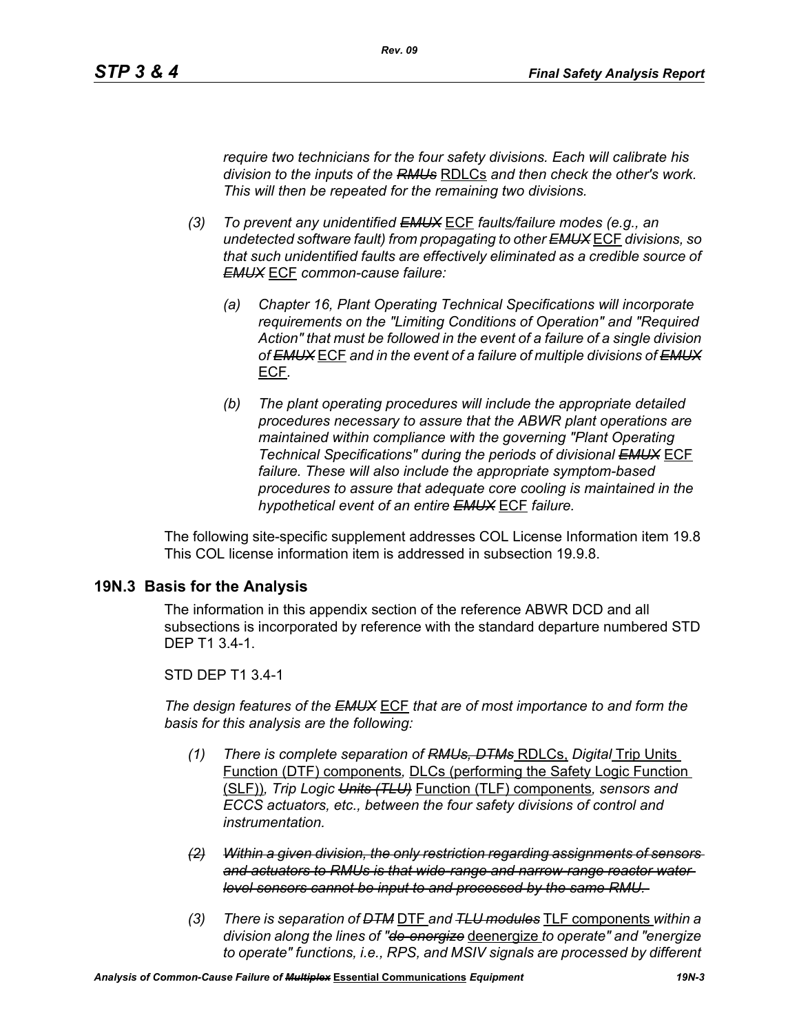*require two technicians for the four safety divisions. Each will calibrate his division to the inputs of the ~~RMUs~~* RDLCs *and then check the other's work. This will then be repeated for the remaining two divisions.*

*(3) To prevent any unidentified ~~EMUX~~* ECF *faults/failure modes (e.g., an undetected software fault) from propagating to other ~~EMUX~~* ECF *divisions, so that such unidentified faults are effectively eliminated as a credible source of ~~EMUX~~* ECF *common-cause failure:*

*(a) Chapter 16, Plant Operating Technical Specifications will incorporate requirements on the "Limiting Conditions of Operation" and "Required Action" that must be followed in the event of a failure of a single division of ~~EMUX~~* ECF *and in the event of a failure of multiple divisions of ~~EMUX~~* ECF.

*(b) The plant operating procedures will include the appropriate detailed procedures necessary to assure that the ABWR plant operations are maintained within compliance with the governing "Plant Operating Technical Specifications" during the periods of divisional ~~EMUX~~* ECF *failure. These will also include the appropriate symptom-based procedures to assure that adequate core cooling is maintained in the hypothetical event of an entire ~~EMUX~~* ECF *failure.*

The following site-specific supplement addresses COL License Information item 19.8 This COL license information item is addressed in subsection 19.9.8.

## 19N.3 Basis for the Analysis

The information in this appendix section of the reference ABWR DCD and all subsections is incorporated by reference with the standard departure numbered STD DEP T1 3.4-1.

STD DEP T1 3.4-1

*The design features of the ~~EMUX~~* ECF *that are of most importance to and form the basis for this analysis are the following:*

*(1) There is complete separation of ~~RMUs, DTMs~~* RDLCs, *Digital* Trip Units Function (DTF) components*,* DLCs (performing the Safety Logic Function (SLF))*, Trip Logic ~~Units (TLU)~~* Function (TLF) components*, sensors and ECCS actuators, etc., between the four safety divisions of control and instrumentation.*

*~~(2) Within a given division, the only restriction regarding assignments of sensors and actuators to RMUs is that wide-range and narrow-range reactor water level sensors cannot be input to and processed by the same RMU.~~*

*(3) There is separation of ~~DTM~~* DTF *and ~~TLU modules~~* TLF components *within a division along the lines of "~~de-energize~~* deenergize *to operate" and "energize to operate" functions, i.e., RPS, and MSIV signals are processed by different*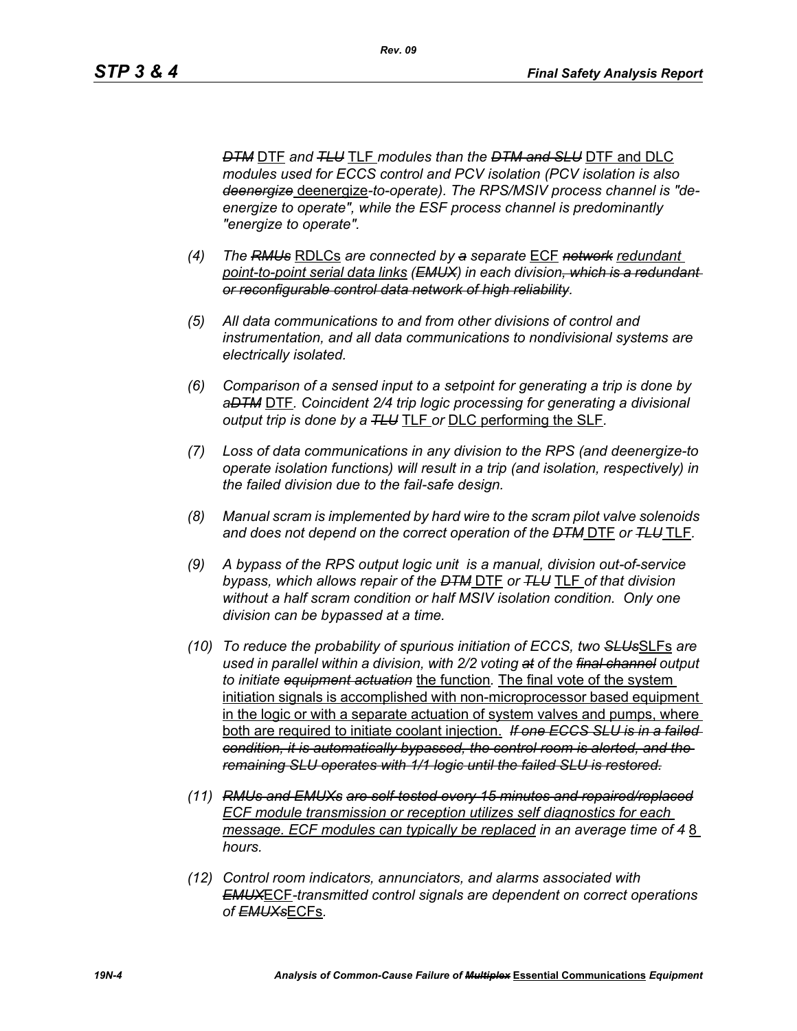*~~DTM~~ DTF and ~~TLU~~ TLF modules than the ~~DTM and SLU~~ DTF and DLC modules used for ECCS control and PCV isolation (PCV isolation is also ~~deenergize~~ deenergize-to-operate). The RPS/MSIV process channel is "de-energize to operate", while the ESF process channel is predominantly "energize to operate".*

(4) *The ~~RMUs~~ RDLCs are connected by ~~a~~ separate ECF ~~network~~ redundant point-to-point serial data links (~~EMUX~~) in each division~~, which is a redundant or reconfigurable control data network of high reliability~~.*

(5) *All data communications to and from other divisions of control and instrumentation, and all data communications to nondivisional systems are electrically isolated.*

(6) *Comparison of a sensed input to a setpoint for generating a trip is done by a~~DTM~~ DTF. Coincident 2/4 trip logic processing for generating a divisional output trip is done by a ~~TLU~~ TLF or DLC performing the SLF.*

(7) *Loss of data communications in any division to the RPS (and deenergize-to operate isolation functions) will result in a trip (and isolation, respectively) in the failed division due to the fail-safe design.*

(8) *Manual scram is implemented by hard wire to the scram pilot valve solenoids and does not depend on the correct operation of the ~~DTM~~ DTF or ~~TLU~~ TLF.*

(9) *A bypass of the RPS output logic unit is a manual, division out-of-service bypass, which allows repair of the ~~DTM~~ DTF or ~~TLU~~ TLF of that division without a half scram condition or half MSIV isolation condition. Only one division can be bypassed at a time.*

(10) *To reduce the probability of spurious initiation of ECCS, two ~~SLUs~~SLFs are used in parallel within a division, with 2/2 voting ~~at~~ of the ~~final channel~~ output to initiate ~~equipment actuation~~ the function. The final vote of the system initiation signals is accomplished with non-microprocessor based equipment in the logic or with a separate actuation of system valves and pumps, where both are required to initiate coolant injection. ~~If one ECCS SLU is in a failed condition, it is automatically bypassed, the control room is alerted, and the remaining SLU operates with 1/1 logic until the failed SLU is restored.~~*

(11) *~~RMUs and EMUXs are self-tested every 15 minutes and repaired/replaced~~ ECF module transmission or reception utilizes self diagnostics for each message. ECF modules can typically be replaced in an average time of ~~4~~ 8 hours.*

(12) *Control room indicators, annunciators, and alarms associated with ~~EMUX~~ECF-transmitted control signals are dependent on correct operations of ~~EMUXs~~ECFs.*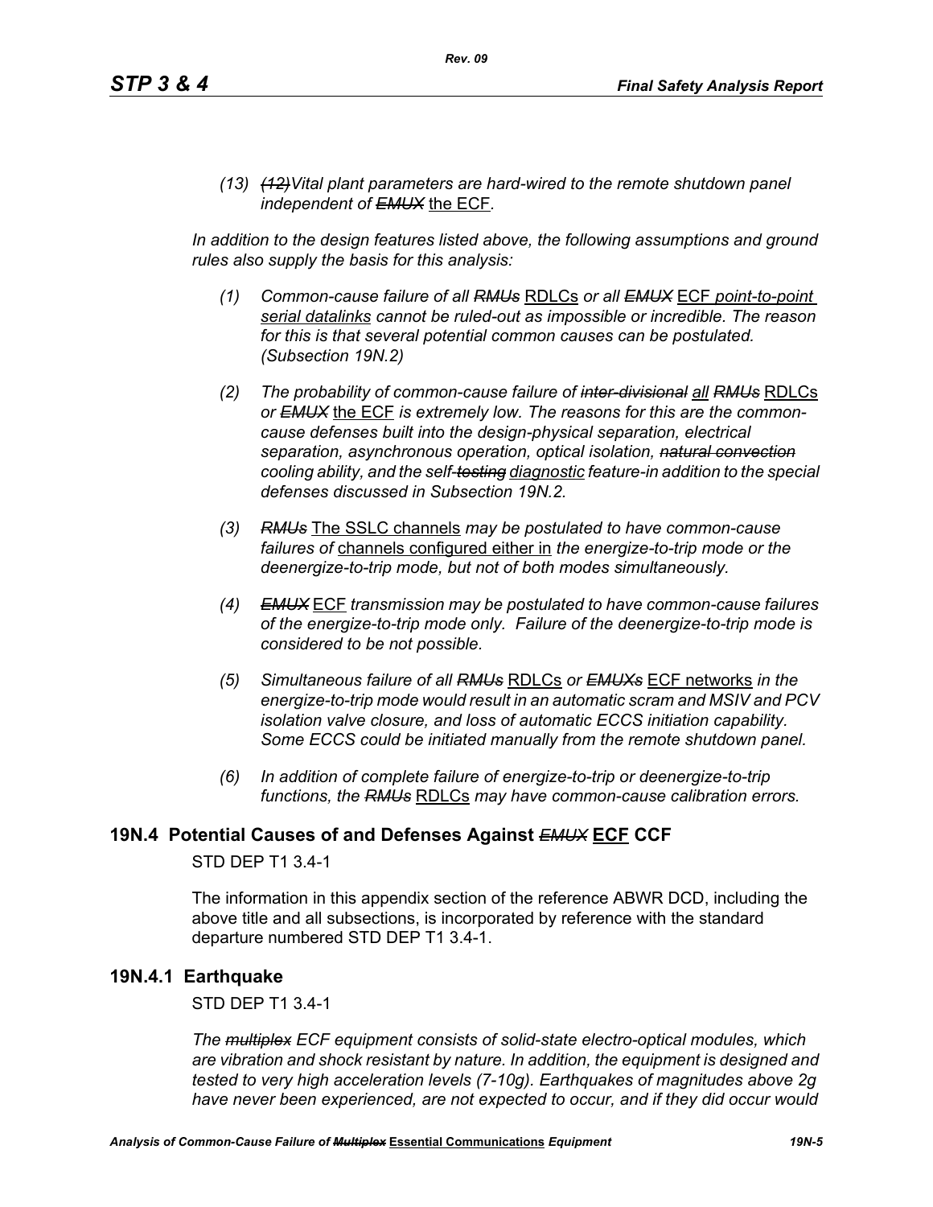*(13) ~~(12)~~Vital plant parameters are hard-wired to the remote shutdown panel independent of ~~EMUX~~ the ECF.*

*In addition to the design features listed above, the following assumptions and ground rules also supply the basis for this analysis:*

*(1) Common-cause failure of all ~~RMUs~~ RDLCs or all ~~EMUX~~ ECF point-to-point serial datalinks cannot be ruled-out as impossible or incredible. The reason for this is that several potential common causes can be postulated. (Subsection 19N.2)*

*(2) The probability of common-cause failure of ~~inter-divisional~~ all ~~RMUs~~ RDLCs or ~~EMUX~~ the ECF is extremely low. The reasons for this are the common-cause defenses built into the design-physical separation, electrical separation, asynchronous operation, optical isolation, ~~natural convection~~ cooling ability, and the self-~~testing~~ diagnostic feature-in addition to the special defenses discussed in Subsection 19N.2.*

*(3) ~~RMUs~~ The SSLC channels may be postulated to have common-cause failures of channels configured either in the energize-to-trip mode or the deenergize-to-trip mode, but not of both modes simultaneously.*

*(4) ~~EMUX~~ ECF transmission may be postulated to have common-cause failures of the energize-to-trip mode only. Failure of the deenergize-to-trip mode is considered to be not possible.*

*(5) Simultaneous failure of all ~~RMUs~~ RDLCs or ~~EMUXs~~ ECF networks in the energize-to-trip mode would result in an automatic scram and MSIV and PCV isolation valve closure, and loss of automatic ECCS initiation capability. Some ECCS could be initiated manually from the remote shutdown panel.*

*(6) In addition of complete failure of energize-to-trip or deenergize-to-trip functions, the ~~RMUs~~ RDLCs may have common-cause calibration errors.*

## 19N.4 Potential Causes of and Defenses Against ~~*EMUX*~~ ECF CCF

STD DEP T1 3.4-1

The information in this appendix section of the reference ABWR DCD, including the above title and all subsections, is incorporated by reference with the standard departure numbered STD DEP T1 3.4-1.

### 19N.4.1 Earthquake

STD DEP T1 3.4-1

*The ~~multiplex~~ ECF equipment consists of solid-state electro-optical modules, which are vibration and shock resistant by nature. In addition, the equipment is designed and tested to very high acceleration levels (7-10g). Earthquakes of magnitudes above 2g have never been experienced, are not expected to occur, and if they did occur would*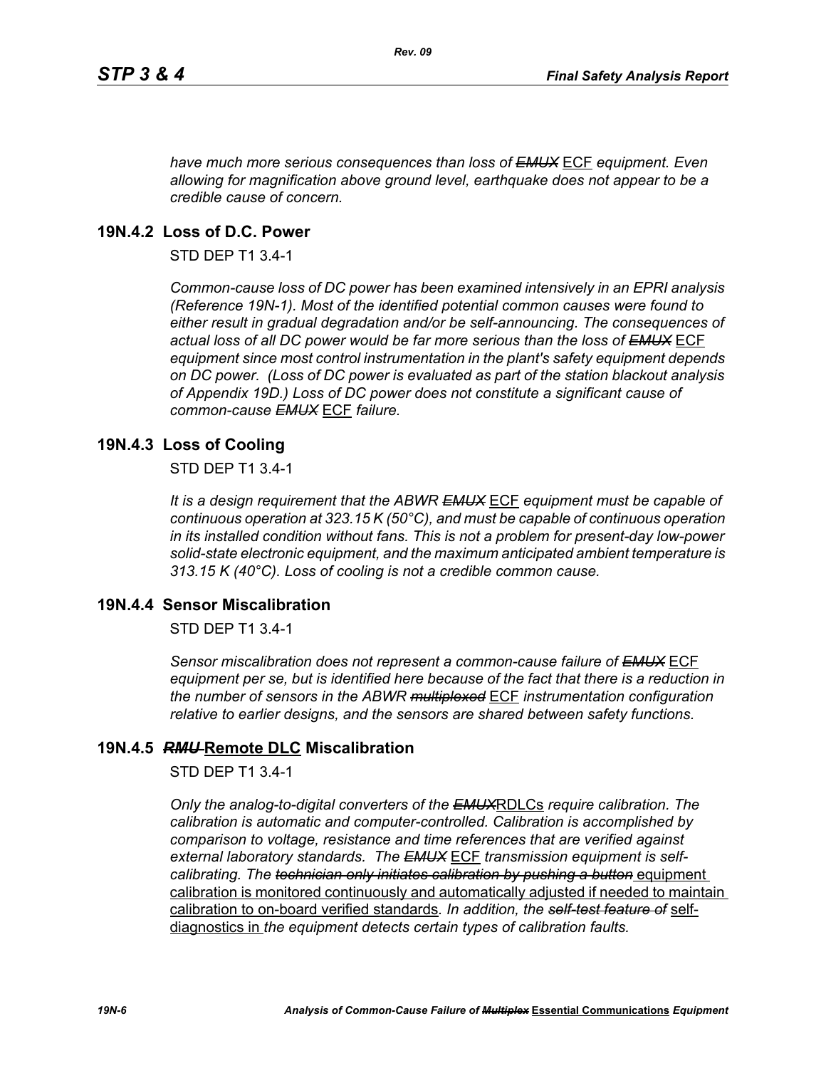*have much more serious consequences than loss of ~~EMUX~~ ECF equipment. Even allowing for magnification above ground level, earthquake does not appear to be a credible cause of concern.*

## 19N.4.2 Loss of D.C. Power

STD DEP T1 3.4-1

*Common-cause loss of DC power has been examined intensively in an EPRI analysis (Reference 19N-1). Most of the identified potential common causes were found to either result in gradual degradation and/or be self-announcing. The consequences of actual loss of all DC power would be far more serious than the loss of ~~EMUX~~ ECF equipment since most control instrumentation in the plant's safety equipment depends on DC power. (Loss of DC power is evaluated as part of the station blackout analysis of Appendix 19D.) Loss of DC power does not constitute a significant cause of common-cause ~~EMUX~~ ECF failure.*

## 19N.4.3 Loss of Cooling

STD DEP T1 3.4-1

*It is a design requirement that the ABWR ~~EMUX~~ ECF equipment must be capable of continuous operation at 323.15 K (50°C), and must be capable of continuous operation in its installed condition without fans. This is not a problem for present-day low-power solid-state electronic equipment, and the maximum anticipated ambient temperature is 313.15 K (40°C). Loss of cooling is not a credible common cause.*

## 19N.4.4 Sensor Miscalibration

STD DEP T1 3.4-1

*Sensor miscalibration does not represent a common-cause failure of ~~EMUX~~ ECF equipment per se, but is identified here because of the fact that there is a reduction in the number of sensors in the ABWR ~~multiplexed~~ ECF instrumentation configuration relative to earlier designs, and the sensors are shared between safety functions.*

## 19N.4.5 ~~RMU~~ Remote DLC Miscalibration

STD DEP T1 3.4-1

*Only the analog-to-digital converters of the ~~EMUX~~RDLCs require calibration. The calibration is automatic and computer-controlled. Calibration is accomplished by comparison to voltage, resistance and time references that are verified against external laboratory standards. The ~~EMUX~~ ECF transmission equipment is self-calibrating. The ~~technician only initiates calibration by pushing a button~~* equipment calibration is monitored continuously and automatically adjusted if needed to maintain calibration to on-board verified standards*. In addition, the ~~self-test feature of~~* self-diagnostics in *the equipment detects certain types of calibration faults.*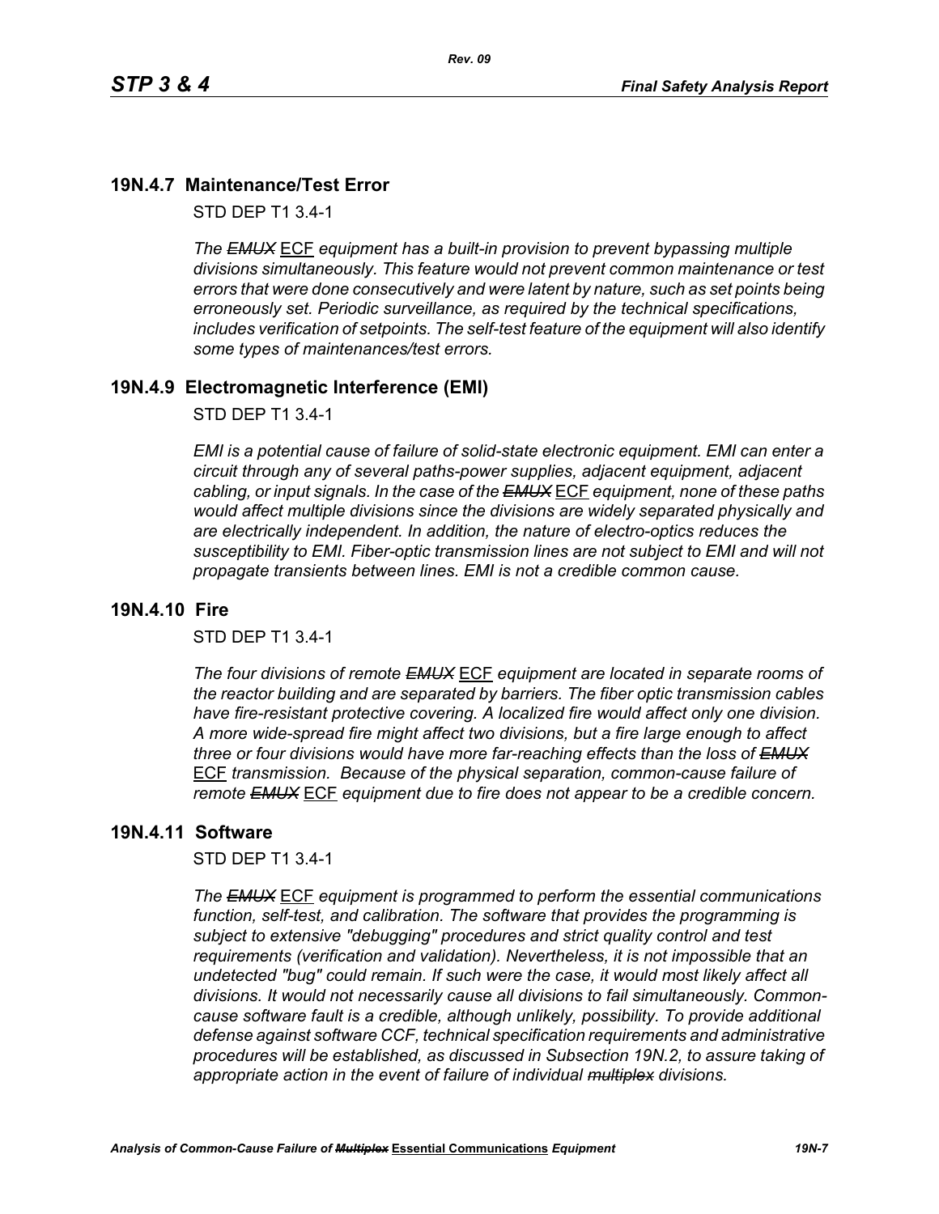## 19N.4.7 Maintenance/Test Error

STD DEP T1 3.4-1

*The ~~EMUX~~ ECF equipment has a built-in provision to prevent bypassing multiple divisions simultaneously. This feature would not prevent common maintenance or test errors that were done consecutively and were latent by nature, such as set points being erroneously set. Periodic surveillance, as required by the technical specifications, includes verification of setpoints. The self-test feature of the equipment will also identify some types of maintenances/test errors.*

## 19N.4.9 Electromagnetic Interference (EMI)

STD DEP T1 3.4-1

*EMI is a potential cause of failure of solid-state electronic equipment. EMI can enter a circuit through any of several paths-power supplies, adjacent equipment, adjacent cabling, or input signals. In the case of the ~~EMUX~~ ECF equipment, none of these paths would affect multiple divisions since the divisions are widely separated physically and are electrically independent. In addition, the nature of electro-optics reduces the susceptibility to EMI. Fiber-optic transmission lines are not subject to EMI and will not propagate transients between lines. EMI is not a credible common cause.*

## 19N.4.10 Fire

STD DEP T1 3.4-1

*The four divisions of remote ~~EMUX~~ ECF equipment are located in separate rooms of the reactor building and are separated by barriers. The fiber optic transmission cables have fire-resistant protective covering. A localized fire would affect only one division. A more wide-spread fire might affect two divisions, but a fire large enough to affect three or four divisions would have more far-reaching effects than the loss of ~~EMUX~~ ECF transmission. Because of the physical separation, common-cause failure of remote ~~EMUX~~ ECF equipment due to fire does not appear to be a credible concern.*

## 19N.4.11 Software

STD DEP T1 3.4-1

*The ~~EMUX~~ ECF equipment is programmed to perform the essential communications function, self-test, and calibration. The software that provides the programming is subject to extensive "debugging" procedures and strict quality control and test requirements (verification and validation). Nevertheless, it is not impossible that an undetected "bug" could remain. If such were the case, it would most likely affect all divisions. It would not necessarily cause all divisions to fail simultaneously. Common-cause software fault is a credible, although unlikely, possibility. To provide additional defense against software CCF, technical specification requirements and administrative procedures will be established, as discussed in Subsection 19N.2, to assure taking of appropriate action in the event of failure of individual ~~multiplex~~ divisions.*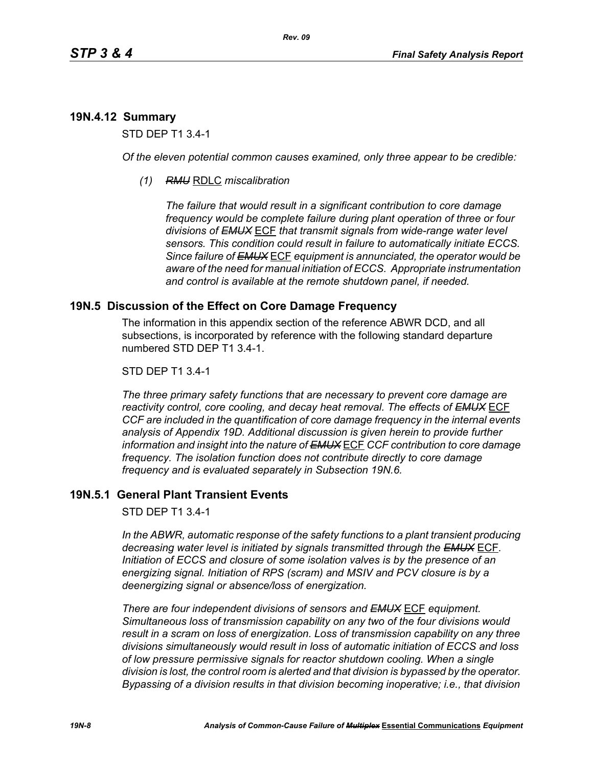## 19N.4.12 Summary

STD DEP T1 3.4-1

*Of the eleven potential common causes examined, only three appear to be credible:*

*(1)* ~~*RMU*~~ RDLC *miscalibration*

*The failure that would result in a significant contribution to core damage frequency would be complete failure during plant operation of three or four divisions of* ~~*EMUX*~~ ECF *that transmit signals from wide-range water level sensors. This condition could result in failure to automatically initiate ECCS. Since failure of* ~~*EMUX*~~ ECF *equipment is annunciated, the operator would be aware of the need for manual initiation of ECCS. Appropriate instrumentation and control is available at the remote shutdown panel, if needed.*

# 19N.5 Discussion of the Effect on Core Damage Frequency

The information in this appendix section of the reference ABWR DCD, and all subsections, is incorporated by reference with the following standard departure numbered STD DEP T1 3.4-1.

STD DEP T1 3.4-1

*The three primary safety functions that are necessary to prevent core damage are reactivity control, core cooling, and decay heat removal. The effects of* ~~*EMUX*~~ ECF *CCF are included in the quantification of core damage frequency in the internal events analysis of Appendix 19D. Additional discussion is given herein to provide further information and insight into the nature of* ~~*EMUX*~~ ECF *CCF contribution to core damage frequency. The isolation function does not contribute directly to core damage frequency and is evaluated separately in Subsection 19N.6.*

## 19N.5.1 General Plant Transient Events

STD DEP T1 3.4-1

*In the ABWR, automatic response of the safety functions to a plant transient producing decreasing water level is initiated by signals transmitted through the* ~~*EMUX*~~ ECF*. Initiation of ECCS and closure of some isolation valves is by the presence of an energizing signal. Initiation of RPS (scram) and MSIV and PCV closure is by a deenergizing signal or absence/loss of energization.*

*There are four independent divisions of sensors and* ~~*EMUX*~~ ECF *equipment. Simultaneous loss of transmission capability on any two of the four divisions would result in a scram on loss of energization. Loss of transmission capability on any three divisions simultaneously would result in loss of automatic initiation of ECCS and loss of low pressure permissive signals for reactor shutdown cooling. When a single division is lost, the control room is alerted and that division is bypassed by the operator. Bypassing of a division results in that division becoming inoperative; i.e., that division*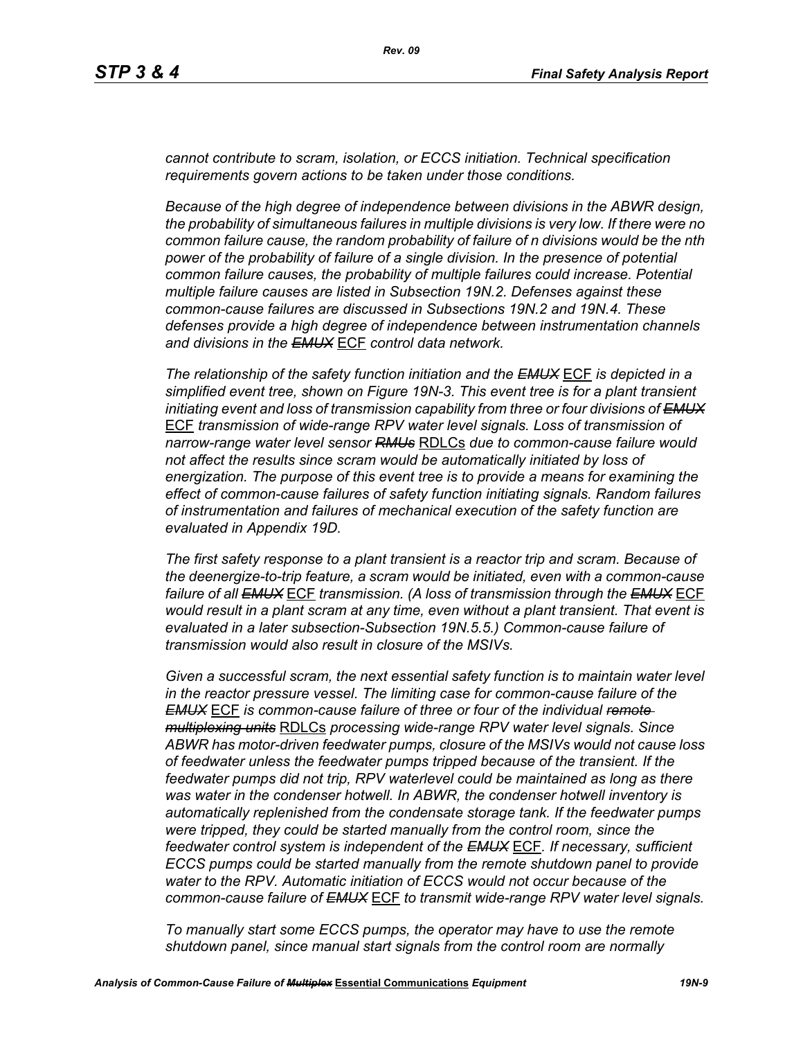*cannot contribute to scram, isolation, or ECCS initiation. Technical specification requirements govern actions to be taken under those conditions.*

*Because of the high degree of independence between divisions in the ABWR design, the probability of simultaneous failures in multiple divisions is very low. If there were no common failure cause, the random probability of failure of n divisions would be the nth power of the probability of failure of a single division. In the presence of potential common failure causes, the probability of multiple failures could increase. Potential multiple failure causes are listed in Subsection 19N.2. Defenses against these common-cause failures are discussed in Subsections 19N.2 and 19N.4. These defenses provide a high degree of independence between instrumentation channels and divisions in the ~~EMUX~~* ECF *control data network.*

*The relationship of the safety function initiation and the ~~EMUX~~* ECF *is depicted in a simplified event tree, shown on Figure 19N-3. This event tree is for a plant transient initiating event and loss of transmission capability from three or four divisions of ~~EMUX~~* ECF *transmission of wide-range RPV water level signals. Loss of transmission of narrow-range water level sensor ~~RMUs~~* RDLCs *due to common-cause failure would not affect the results since scram would be automatically initiated by loss of energization. The purpose of this event tree is to provide a means for examining the effect of common-cause failures of safety function initiating signals. Random failures of instrumentation and failures of mechanical execution of the safety function are evaluated in Appendix 19D.*

*The first safety response to a plant transient is a reactor trip and scram. Because of the deenergize-to-trip feature, a scram would be initiated, even with a common-cause failure of all ~~EMUX~~* ECF *transmission. (A loss of transmission through the ~~EMUX~~* ECF *would result in a plant scram at any time, even without a plant transient. That event is evaluated in a later subsection-Subsection 19N.5.5.) Common-cause failure of transmission would also result in closure of the MSIVs.*

*Given a successful scram, the next essential safety function is to maintain water level in the reactor pressure vessel. The limiting case for common-cause failure of the ~~EMUX~~* ECF *is common-cause failure of three or four of the individual ~~remote multiplexing units~~* RDLCs *processing wide-range RPV water level signals. Since ABWR has motor-driven feedwater pumps, closure of the MSIVs would not cause loss of feedwater unless the feedwater pumps tripped because of the transient. If the feedwater pumps did not trip, RPV waterlevel could be maintained as long as there was water in the condenser hotwell. In ABWR, the condenser hotwell inventory is automatically replenished from the condensate storage tank. If the feedwater pumps were tripped, they could be started manually from the control room, since the feedwater control system is independent of the ~~EMUX~~* ECF*. If necessary, sufficient ECCS pumps could be started manually from the remote shutdown panel to provide water to the RPV. Automatic initiation of ECCS would not occur because of the common-cause failure of ~~EMUX~~* ECF *to transmit wide-range RPV water level signals.*

*To manually start some ECCS pumps, the operator may have to use the remote shutdown panel, since manual start signals from the control room are normally*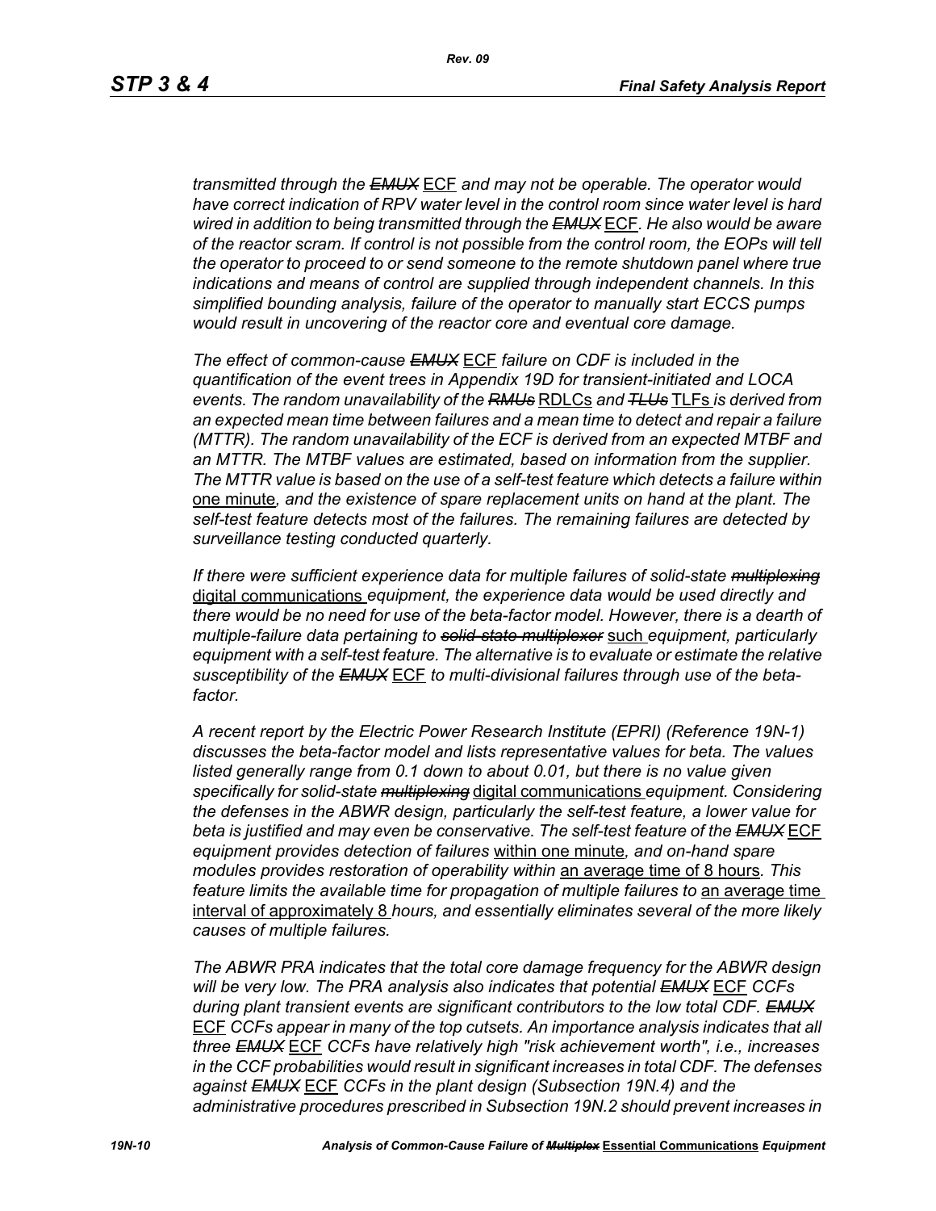*transmitted through the ~~EMUX~~ ECF and may not be operable. The operator would have correct indication of RPV water level in the control room since water level is hard wired in addition to being transmitted through the ~~EMUX~~ ECF. He also would be aware of the reactor scram. If control is not possible from the control room, the EOPs will tell the operator to proceed to or send someone to the remote shutdown panel where true indications and means of control are supplied through independent channels. In this simplified bounding analysis, failure of the operator to manually start ECCS pumps would result in uncovering of the reactor core and eventual core damage.*

*The effect of common-cause ~~EMUX~~ ECF failure on CDF is included in the quantification of the event trees in Appendix 19D for transient-initiated and LOCA events. The random unavailability of the ~~RMUs~~ RDLCs and ~~TLUs~~ TLFs is derived from an expected mean time between failures and a mean time to detect and repair a failure (MTTR). The random unavailability of the ECF is derived from an expected MTBF and an MTTR. The MTBF values are estimated, based on information from the supplier. The MTTR value is based on the use of a self-test feature which detects a failure within one minute, and the existence of spare replacement units on hand at the plant. The self-test feature detects most of the failures. The remaining failures are detected by surveillance testing conducted quarterly.*

*If there were sufficient experience data for multiple failures of solid-state ~~multiplexing~~ digital communications equipment, the experience data would be used directly and there would be no need for use of the beta-factor model. However, there is a dearth of multiple-failure data pertaining to ~~solid-state multiplexor~~ such equipment, particularly equipment with a self-test feature. The alternative is to evaluate or estimate the relative susceptibility of the ~~EMUX~~ ECF to multi-divisional failures through use of the beta-factor.*

*A recent report by the Electric Power Research Institute (EPRI) (Reference 19N-1) discusses the beta-factor model and lists representative values for beta. The values listed generally range from 0.1 down to about 0.01, but there is no value given specifically for solid-state ~~multiplexing~~ digital communications equipment. Considering the defenses in the ABWR design, particularly the self-test feature, a lower value for beta is justified and may even be conservative. The self-test feature of the ~~EMUX~~ ECF equipment provides detection of failures within one minute, and on-hand spare modules provides restoration of operability within an average time of 8 hours. This feature limits the available time for propagation of multiple failures to an average time interval of approximately 8 hours, and essentially eliminates several of the more likely causes of multiple failures.*

*The ABWR PRA indicates that the total core damage frequency for the ABWR design will be very low. The PRA analysis also indicates that potential ~~EMUX~~ ECF CCFs during plant transient events are significant contributors to the low total CDF. ~~EMUX~~ ECF CCFs appear in many of the top cutsets. An importance analysis indicates that all three ~~EMUX~~ ECF CCFs have relatively high "risk achievement worth", i.e., increases in the CCF probabilities would result in significant increases in total CDF. The defenses against ~~EMUX~~ ECF CCFs in the plant design (Subsection 19N.4) and the administrative procedures prescribed in Subsection 19N.2 should prevent increases in*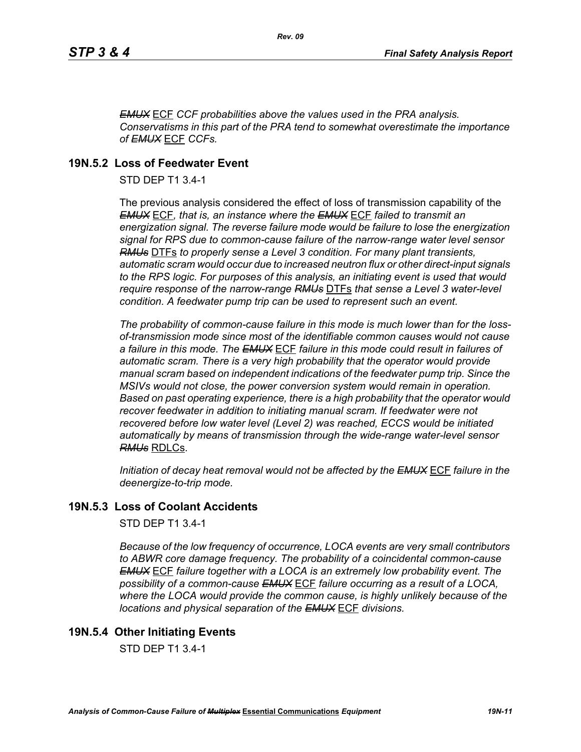~~*EMUX*~~ ECF *CCF probabilities above the values used in the PRA analysis. Conservatisms in this part of the PRA tend to somewhat overestimate the importance of* ~~*EMUX*~~ ECF *CCFs.*

## 19N.5.2 Loss of Feedwater Event

STD DEP T1 3.4-1

The previous analysis considered the effect of loss of transmission capability of the ~~*EMUX*~~ ECF*, that is, an instance where the* ~~*EMUX*~~ ECF *failed to transmit an energization signal. The reverse failure mode would be failure to lose the energization signal for RPS due to common-cause failure of the narrow-range water level sensor* ~~*RMUs*~~ DTFs *to properly sense a Level 3 condition. For many plant transients, automatic scram would occur due to increased neutron flux or other direct-input signals to the RPS logic. For purposes of this analysis, an initiating event is used that would require response of the narrow-range* ~~*RMUs*~~ DTFs *that sense a Level 3 water-level condition. A feedwater pump trip can be used to represent such an event.*

*The probability of common-cause failure in this mode is much lower than for the loss-of-transmission mode since most of the identifiable common causes would not cause a failure in this mode. The* ~~*EMUX*~~ ECF *failure in this mode could result in failures of automatic scram. There is a very high probability that the operator would provide manual scram based on independent indications of the feedwater pump trip. Since the MSIVs would not close, the power conversion system would remain in operation. Based on past operating experience, there is a high probability that the operator would recover feedwater in addition to initiating manual scram. If feedwater were not recovered before low water level (Level 2) was reached, ECCS would be initiated automatically by means of transmission through the wide-range water-level sensor* ~~*RMUs*~~ RDLCs.

*Initiation of decay heat removal would not be affected by the* ~~*EMUX*~~ ECF *failure in the deenergize-to-trip mode.*

## 19N.5.3 Loss of Coolant Accidents

STD DEP T1 3.4-1

*Because of the low frequency of occurrence, LOCA events are very small contributors to ABWR core damage frequency. The probability of a coincidental common-cause* ~~*EMUX*~~ ECF *failure together with a LOCA is an extremely low probability event. The possibility of a common-cause* ~~*EMUX*~~ ECF *failure occurring as a result of a LOCA, where the LOCA would provide the common cause, is highly unlikely because of the locations and physical separation of the* ~~*EMUX*~~ ECF *divisions.*

## 19N.5.4 Other Initiating Events

STD DEP T1 3.4-1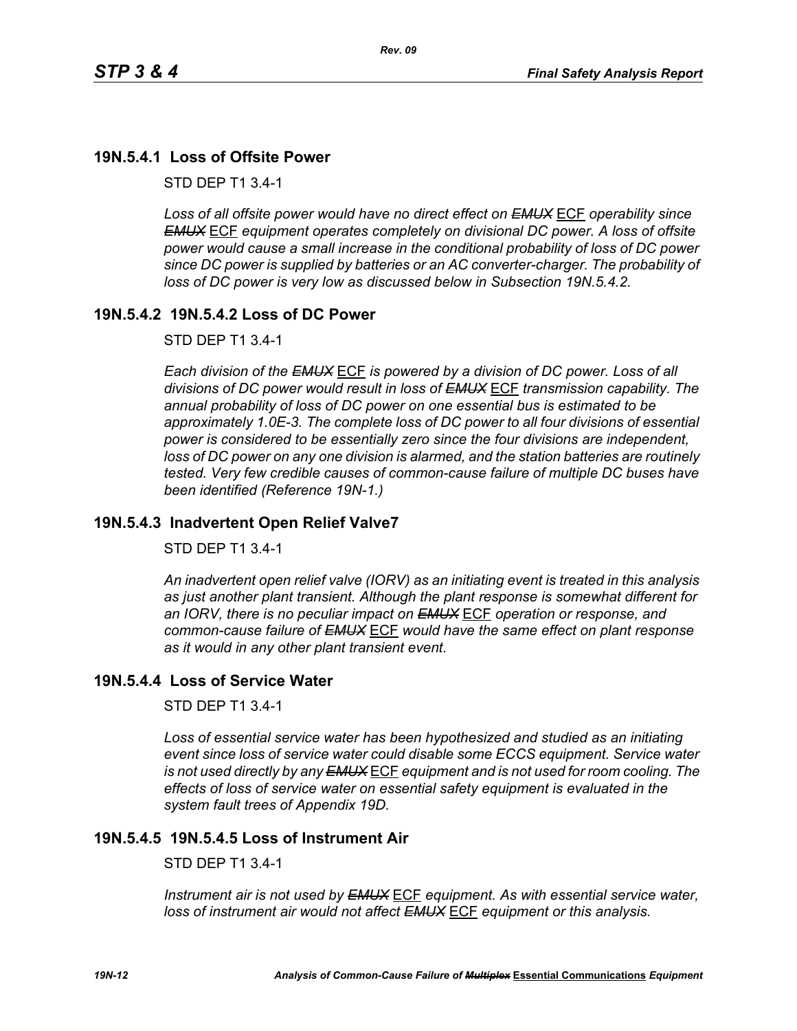## 19N.5.4.1 Loss of Offsite Power

STD DEP T1 3.4-1

*Loss of all offsite power would have no direct effect on ~~EMUX~~* ECF *operability since ~~EMUX~~* ECF *equipment operates completely on divisional DC power. A loss of offsite power would cause a small increase in the conditional probability of loss of DC power since DC power is supplied by batteries or an AC converter-charger. The probability of loss of DC power is very low as discussed below in Subsection 19N.5.4.2.*

## 19N.5.4.2 19N.5.4.2 Loss of DC Power

STD DEP T1 3.4-1

*Each division of the ~~EMUX~~* ECF *is powered by a division of DC power. Loss of all divisions of DC power would result in loss of ~~EMUX~~* ECF *transmission capability. The annual probability of loss of DC power on one essential bus is estimated to be approximately 1.0E-3. The complete loss of DC power to all four divisions of essential power is considered to be essentially zero since the four divisions are independent, loss of DC power on any one division is alarmed, and the station batteries are routinely tested. Very few credible causes of common-cause failure of multiple DC buses have been identified (Reference 19N-1.)*

## 19N.5.4.3 Inadvertent Open Relief Valve7

STD DEP T1 3.4-1

*An inadvertent open relief valve (IORV) as an initiating event is treated in this analysis as just another plant transient. Although the plant response is somewhat different for an IORV, there is no peculiar impact on ~~EMUX~~* ECF *operation or response, and common-cause failure of ~~EMUX~~* ECF *would have the same effect on plant response as it would in any other plant transient event.*

## 19N.5.4.4 Loss of Service Water

STD DEP T1 3.4-1

*Loss of essential service water has been hypothesized and studied as an initiating event since loss of service water could disable some ECCS equipment. Service water is not used directly by any ~~EMUX~~* ECF *equipment and is not used for room cooling. The effects of loss of service water on essential safety equipment is evaluated in the system fault trees of Appendix 19D.*

## 19N.5.4.5 19N.5.4.5 Loss of Instrument Air

STD DEP T1 3.4-1

*Instrument air is not used by ~~EMUX~~* ECF *equipment. As with essential service water, loss of instrument air would not affect ~~EMUX~~* ECF *equipment or this analysis.*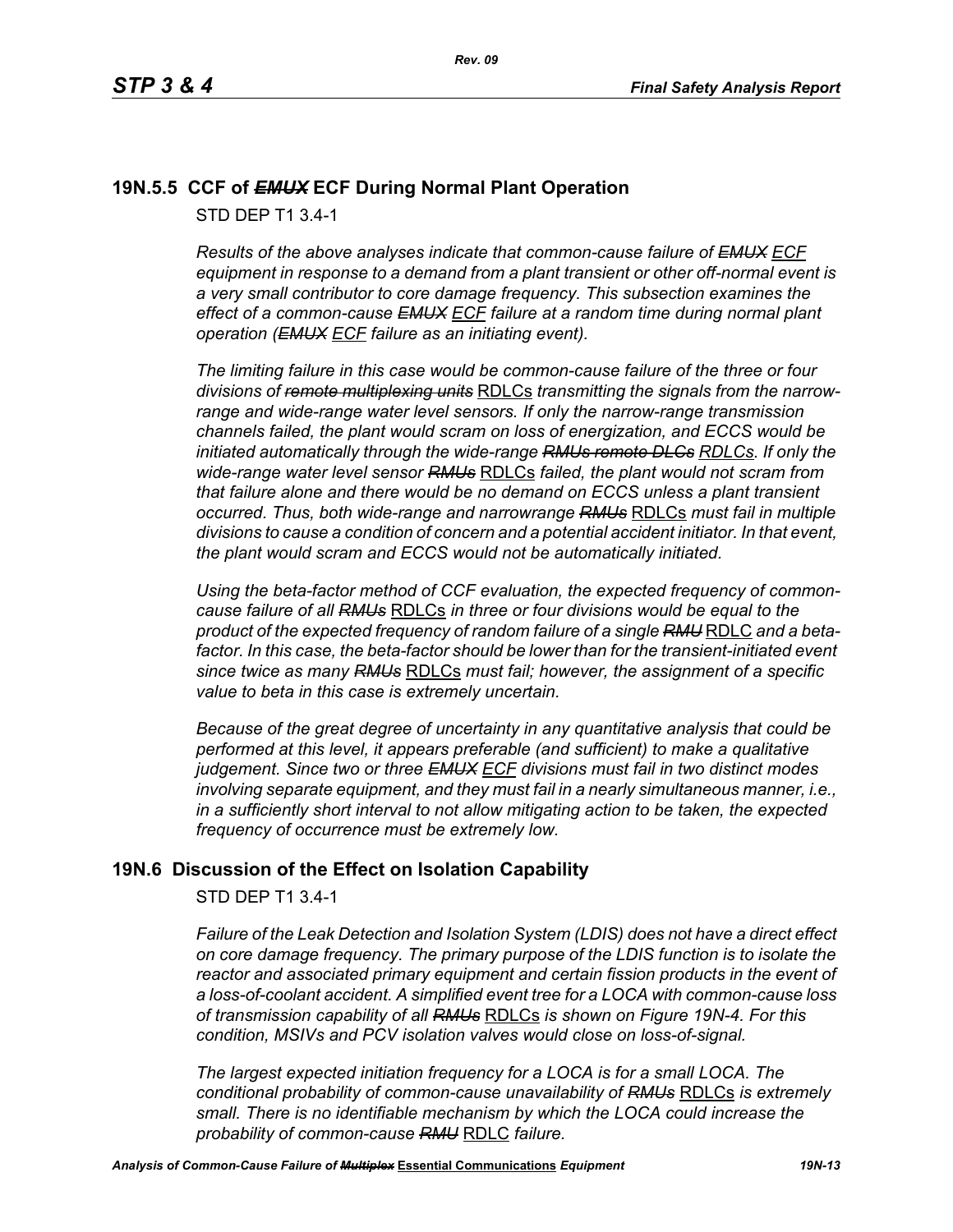## 19N.5.5 CCF of ~~*EMUX*~~ ECF During Normal Plant Operation

STD DEP T1 3.4-1

*Results of the above analyses indicate that common-cause failure of ~~EMUX~~ ECF equipment in response to a demand from a plant transient or other off-normal event is a very small contributor to core damage frequency. This subsection examines the effect of a common-cause ~~EMUX~~ ECF failure at a random time during normal plant operation (~~EMUX~~ ECF failure as an initiating event).*

*The limiting failure in this case would be common-cause failure of the three or four divisions of ~~remote multiplexing units~~* RDLCs *transmitting the signals from the narrow-range and wide-range water level sensors. If only the narrow-range transmission channels failed, the plant would scram on loss of energization, and ECCS would be initiated automatically through the wide-range ~~RMUs remote DLCs~~ RDLCs. If only the wide-range water level sensor ~~RMUs~~* RDLCs *failed, the plant would not scram from that failure alone and there would be no demand on ECCS unless a plant transient occurred. Thus, both wide-range and narrowrange ~~RMUs~~* RDLCs *must fail in multiple divisions to cause a condition of concern and a potential accident initiator. In that event, the plant would scram and ECCS would not be automatically initiated.*

*Using the beta-factor method of CCF evaluation, the expected frequency of common-cause failure of all ~~RMUs~~* RDLCs *in three or four divisions would be equal to the product of the expected frequency of random failure of a single ~~RMU~~* RDLC *and a beta-factor. In this case, the beta-factor should be lower than for the transient-initiated event since twice as many ~~RMUs~~* RDLCs *must fail; however, the assignment of a specific value to beta in this case is extremely uncertain.*

*Because of the great degree of uncertainty in any quantitative analysis that could be performed at this level, it appears preferable (and sufficient) to make a qualitative judgement. Since two or three ~~EMUX~~ ECF divisions must fail in two distinct modes involving separate equipment, and they must fail in a nearly simultaneous manner, i.e., in a sufficiently short interval to not allow mitigating action to be taken, the expected frequency of occurrence must be extremely low.*

# 19N.6 Discussion of the Effect on Isolation Capability

STD DEP T1 3.4-1

*Failure of the Leak Detection and Isolation System (LDIS) does not have a direct effect on core damage frequency. The primary purpose of the LDIS function is to isolate the reactor and associated primary equipment and certain fission products in the event of a loss-of-coolant accident. A simplified event tree for a LOCA with common-cause loss of transmission capability of all ~~RMUs~~* RDLCs *is shown on Figure 19N-4. For this condition, MSIVs and PCV isolation valves would close on loss-of-signal.*

*The largest expected initiation frequency for a LOCA is for a small LOCA. The conditional probability of common-cause unavailability of ~~RMUs~~* RDLCs *is extremely small. There is no identifiable mechanism by which the LOCA could increase the probability of common-cause ~~RMU~~* RDLC *failure.*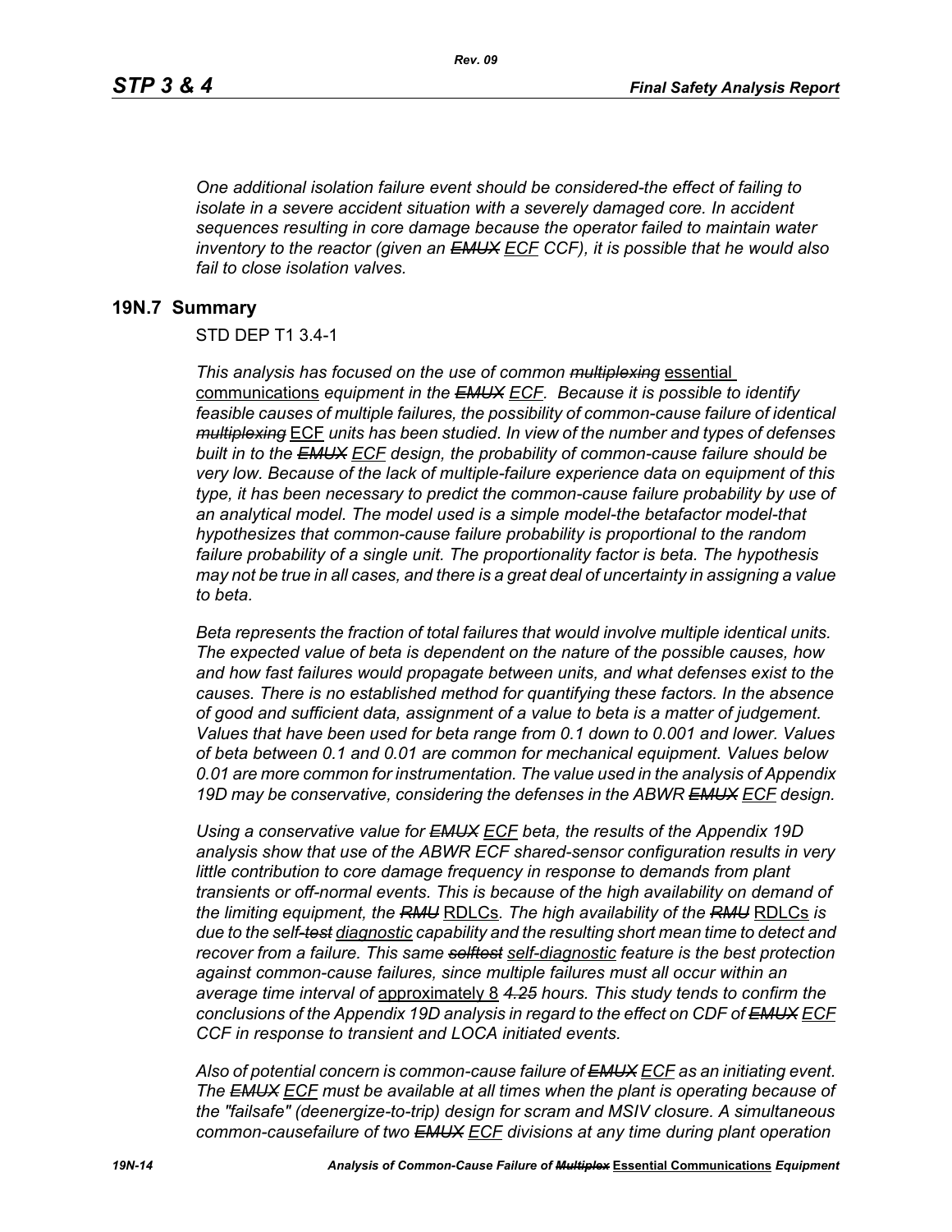*One additional isolation failure event should be considered-the effect of failing to isolate in a severe accident situation with a severely damaged core. In accident sequences resulting in core damage because the operator failed to maintain water inventory to the reactor (given an ~~EMUX~~ ECF CCF), it is possible that he would also fail to close isolation valves.*

## 19N.7 Summary

STD DEP T1 3.4-1

*This analysis has focused on the use of common ~~multiplexing~~* essential communications *equipment in the ~~EMUX~~ ECF. Because it is possible to identify feasible causes of multiple failures, the possibility of common-cause failure of identical ~~multiplexing~~* ECF *units has been studied. In view of the number and types of defenses built in to the ~~EMUX~~ ECF design, the probability of common-cause failure should be very low. Because of the lack of multiple-failure experience data on equipment of this type, it has been necessary to predict the common-cause failure probability by use of an analytical model. The model used is a simple model-the betafactor model-that hypothesizes that common-cause failure probability is proportional to the random failure probability of a single unit. The proportionality factor is beta. The hypothesis may not be true in all cases, and there is a great deal of uncertainty in assigning a value to beta.*

*Beta represents the fraction of total failures that would involve multiple identical units. The expected value of beta is dependent on the nature of the possible causes, how and how fast failures would propagate between units, and what defenses exist to the causes. There is no established method for quantifying these factors. In the absence of good and sufficient data, assignment of a value to beta is a matter of judgement. Values that have been used for beta range from 0.1 down to 0.001 and lower. Values of beta between 0.1 and 0.01 are common for mechanical equipment. Values below 0.01 are more common for instrumentation. The value used in the analysis of Appendix 19D may be conservative, considering the defenses in the ABWR ~~EMUX~~ ECF design.*

*Using a conservative value for ~~EMUX~~ ECF beta, the results of the Appendix 19D analysis show that use of the ABWR ECF shared-sensor configuration results in very little contribution to core damage frequency in response to demands from plant transients or off-normal events. This is because of the high availability on demand of the limiting equipment, the ~~RMU~~* RDLCs*. The high availability of the ~~RMU~~* RDLCs *is due to the self~~-test~~* diagnostic *capability and the resulting short mean time to detect and recover from a failure. This same ~~selftest~~* self-diagnostic *feature is the best protection against common-cause failures, since multiple failures must all occur within an average time interval of* approximately 8 *~~4.25~~ hours. This study tends to confirm the conclusions of the Appendix 19D analysis in regard to the effect on CDF of ~~EMUX~~ ECF CCF in response to transient and LOCA initiated events.*

*Also of potential concern is common-cause failure of ~~EMUX~~ ECF as an initiating event. The ~~EMUX~~ ECF must be available at all times when the plant is operating because of the "failsafe" (deenergize-to-trip) design for scram and MSIV closure. A simultaneous common-causefailure of two ~~EMUX~~ ECF divisions at any time during plant operation*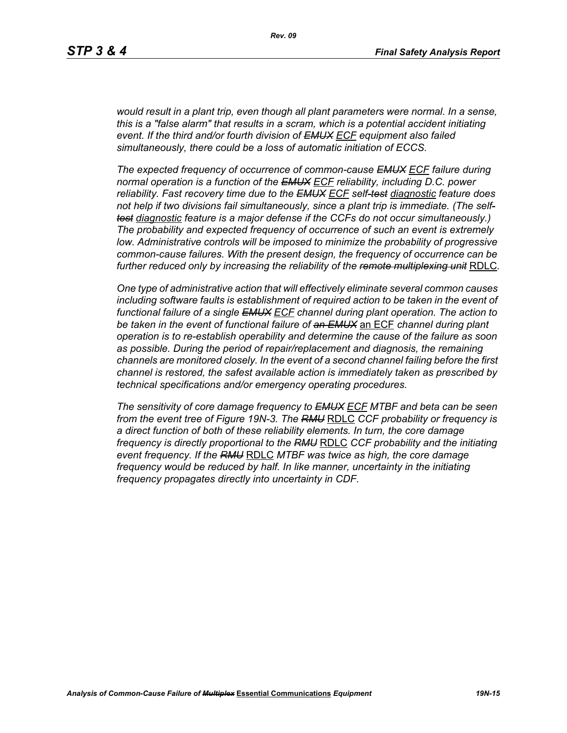*would result in a plant trip, even though all plant parameters were normal. In a sense, this is a "false alarm" that results in a scram, which is a potential accident initiating event. If the third and/or fourth division of ~~EMUX~~ ECF equipment also failed simultaneously, there could be a loss of automatic initiation of ECCS.*

*The expected frequency of occurrence of common-cause ~~EMUX~~ ECF failure during normal operation is a function of the ~~EMUX~~ ECF reliability, including D.C. power reliability. Fast recovery time due to the ~~EMUX~~ ECF self-~~test~~ diagnostic feature does not help if two divisions fail simultaneously, since a plant trip is immediate. (The self-~~test~~ diagnostic feature is a major defense if the CCFs do not occur simultaneously.) The probability and expected frequency of occurrence of such an event is extremely low. Administrative controls will be imposed to minimize the probability of progressive common-cause failures. With the present design, the frequency of occurrence can be further reduced only by increasing the reliability of the ~~remote multiplexing unit~~ RDLC.*

*One type of administrative action that will effectively eliminate several common causes including software faults is establishment of required action to be taken in the event of functional failure of a single ~~EMUX~~ ECF channel during plant operation. The action to be taken in the event of functional failure of ~~an EMUX~~ an ECF channel during plant operation is to re-establish operability and determine the cause of the failure as soon as possible. During the period of repair/replacement and diagnosis, the remaining channels are monitored closely. In the event of a second channel failing before the first channel is restored, the safest available action is immediately taken as prescribed by technical specifications and/or emergency operating procedures.*

*The sensitivity of core damage frequency to ~~EMUX~~ ECF MTBF and beta can be seen from the event tree of Figure 19N-3. The ~~RMU~~ RDLC CCF probability or frequency is a direct function of both of these reliability elements. In turn, the core damage frequency is directly proportional to the ~~RMU~~ RDLC CCF probability and the initiating event frequency. If the ~~RMU~~ RDLC MTBF was twice as high, the core damage frequency would be reduced by half. In like manner, uncertainty in the initiating frequency propagates directly into uncertainty in CDF.*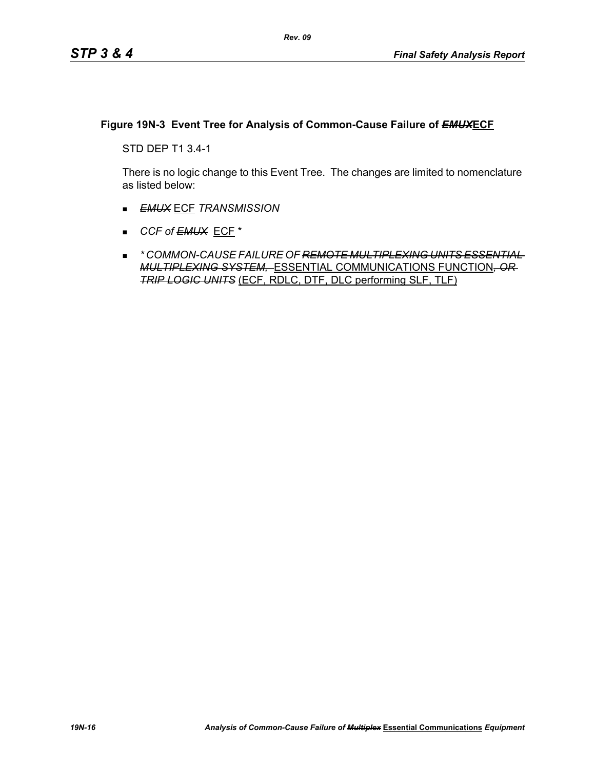**Figure 19N-3 Event Tree for Analysis of Common-Cause Failure of ~~*EMUX*~~ECF**

STD DEP T1 3.4-1

There is no logic change to this Event Tree. The changes are limited to nomenclature as listed below:

- ~~*EMUX*~~ ECF *TRANSMISSION*
- *CCF of ~~EMUX~~* ECF *
- ** COMMON-CAUSE FAILURE OF ~~REMOTE MULTIPLEXING UNITS ESSENTIAL MULTIPLEXING SYSTEM,~~* ESSENTIAL COMMUNICATIONS FUNCTION~~, *OR TRIP LOGIC UNITS*~~ (ECF, RDLC, DTF, DLC performing SLF, TLF)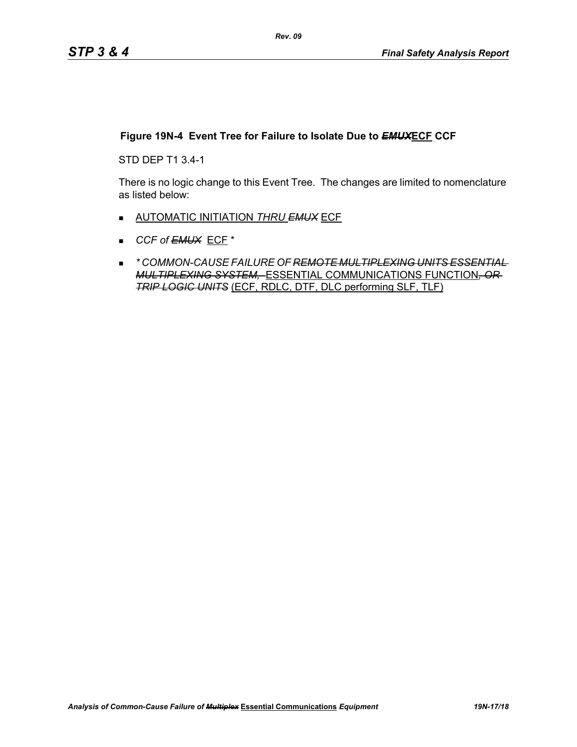**Figure 19N-4 Event Tree for Failure to Isolate Due to ~~*EMUX*~~ECF CCF**

STD DEP T1 3.4-1

There is no logic change to this Event Tree. The changes are limited to nomenclature as listed below:

- AUTOMATIC INITIATION *THRU ~~EMUX~~* ECF
- *CCF of ~~EMUX~~* ECF *
- *\* COMMON-CAUSE FAILURE OF ~~REMOTE MULTIPLEXING UNITS ESSENTIAL MULTIPLEXING SYSTEM,~~* ESSENTIAL COMMUNICATIONS FUNCTION*~~, OR TRIP LOGIC UNITS~~* (ECF, RDLC, DTF, DLC performing SLF, TLF)